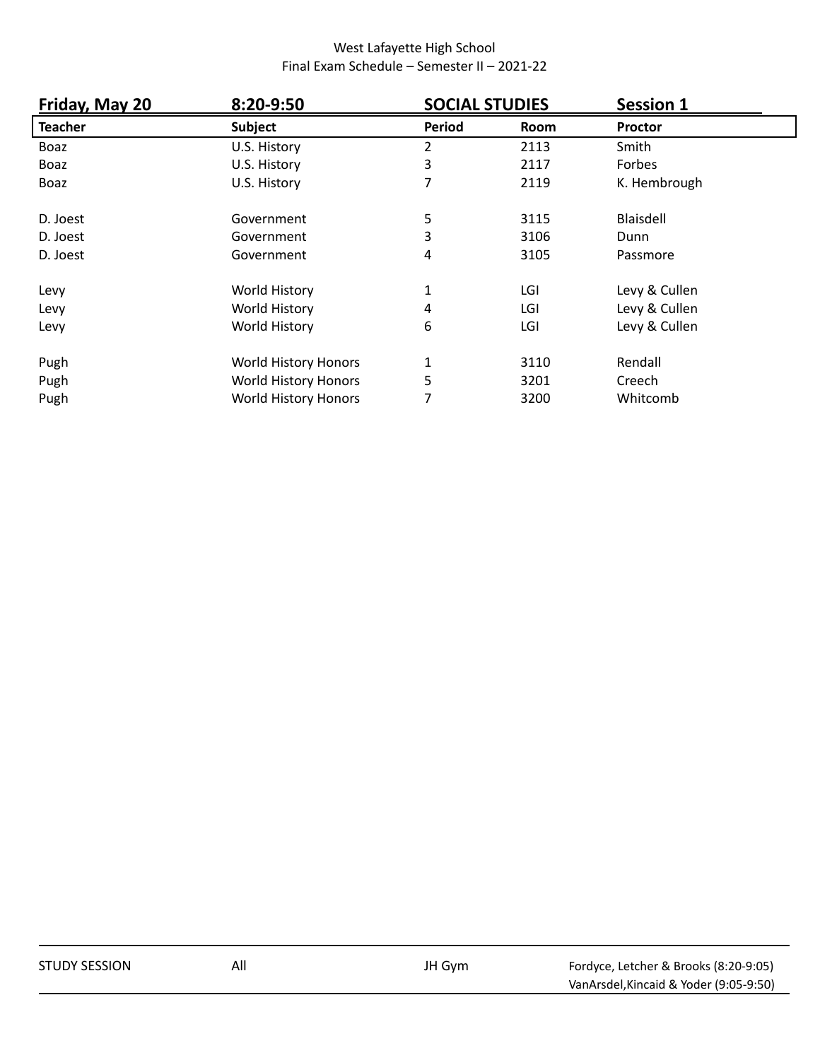West Lafayette High School

Final Exam Schedule – Semester II – 2021-22

| **Friday, May 20** | **8:20-9:50** | **SOCIAL STUDIES** | | **Session 1** |
|---|---|---|---|---|
| **Teacher** | **Subject** | **Period** | **Room** | **Proctor** |
| Boaz | U.S. History | 2 | 2113 | Smith |
| Boaz | U.S. History | 3 | 2117 | Forbes |
| Boaz | U.S. History | 7 | 2119 | K. Hembrough |
| | | | | |
| D. Joest | Government | 5 | 3115 | Blaisdell |
| D. Joest | Government | 3 | 3106 | Dunn |
| D. Joest | Government | 4 | 3105 | Passmore |
| | | | | |
| Levy | World History | 1 | LGI | Levy & Cullen |
| Levy | World History | 4 | LGI | Levy & Cullen |
| Levy | World History | 6 | LGI | Levy & Cullen |
| | | | | |
| Pugh | World History Honors | 1 | 3110 | Rendall |
| Pugh | World History Honors | 5 | 3201 | Creech |
| Pugh | World History Honors | 7 | 3200 | Whitcomb |

| | | | |
|---|---|---|---|
| STUDY SESSION | All | JH Gym | Fordyce, Letcher & Brooks (8:20-9:05)<br>VanArsdel,Kincaid & Yoder (9:05-9:50) |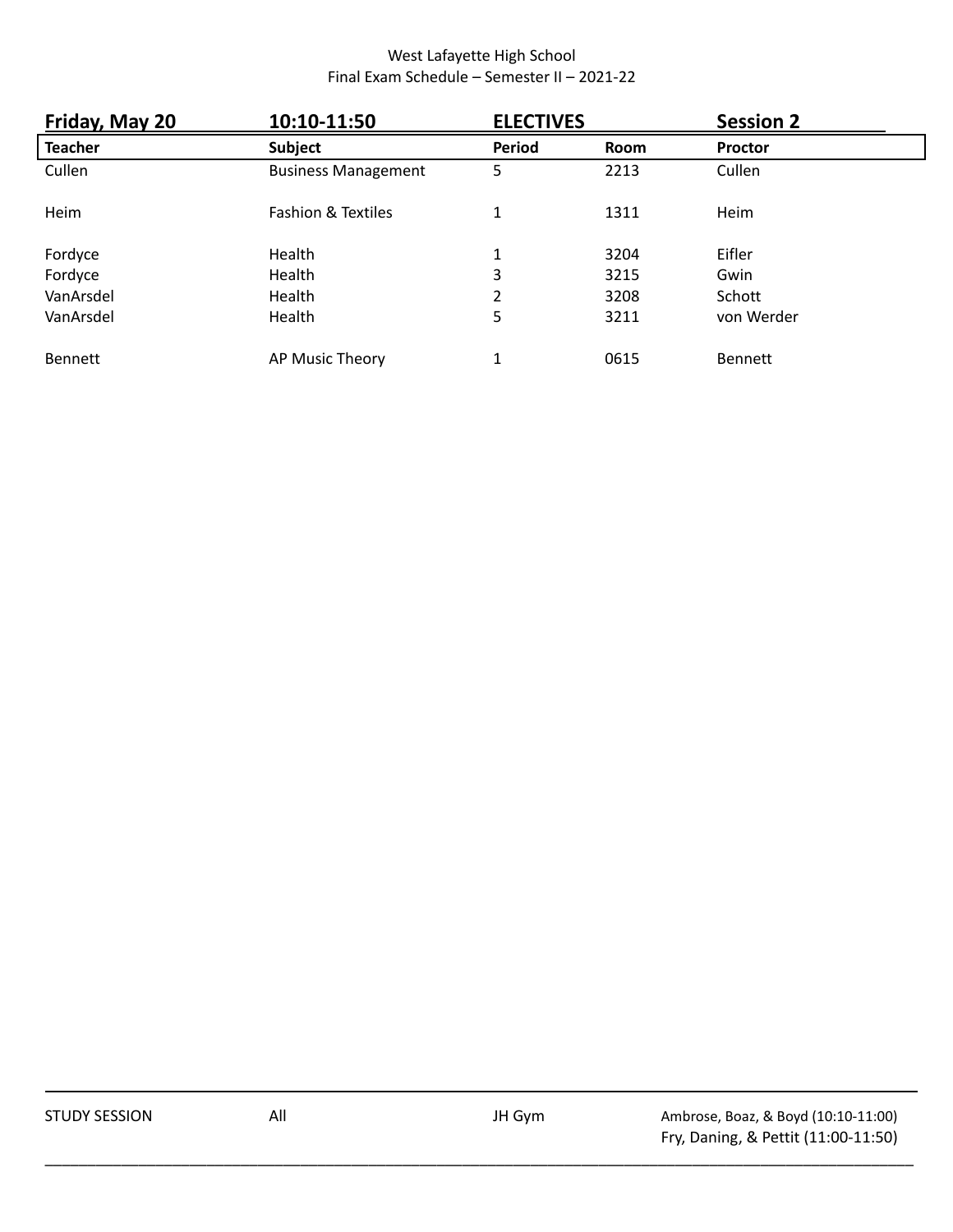West Lafayette High School
Final Exam Schedule – Semester II – 2021-22

| **Friday, May 20** | **10:10-11:50** | **ELECTIVES** | | **Session 2** |
|---|---|---|---|---|
| **Teacher** | **Subject** | **Period** | **Room** | **Proctor** |
| Cullen | Business Management | 5 | 2213 | Cullen |
| | | | | |
| Heim | Fashion & Textiles | 1 | 1311 | Heim |
| | | | | |
| Fordyce | Health | 1 | 3204 | Eifler |
| Fordyce | Health | 3 | 3215 | Gwin |
| VanArsdel | Health | 2 | 3208 | Schott |
| VanArsdel | Health | 5 | 3211 | von Werder |
| | | | | |
| Bennett | AP Music Theory | 1 | 0615 | Bennett |

| | | | |
|---|---|---|---|
| STUDY SESSION | All | JH Gym | Ambrose, Boaz, & Boyd (10:10-11:00)<br>Fry, Daning, & Pettit (11:00-11:50) |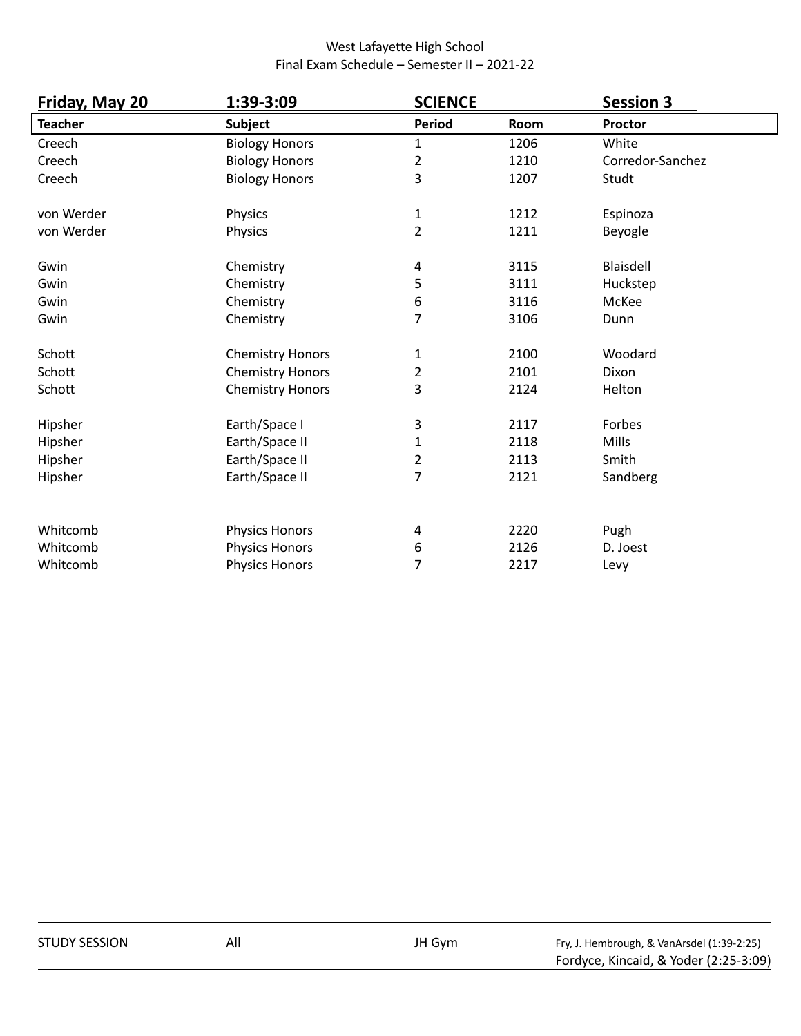West Lafayette High School
Final Exam Schedule – Semester II – 2021-22

| **Friday, May 20** | **1:39-3:09** | **SCIENCE** | | **Session 3** |
|---|---|---|---|---|
| **Teacher** | **Subject** | **Period** | **Room** | **Proctor** |
| Creech | Biology Honors | 1 | 1206 | White |
| Creech | Biology Honors | 2 | 1210 | Corredor-Sanchez |
| Creech | Biology Honors | 3 | 1207 | Studt |
| von Werder | Physics | 1 | 1212 | Espinoza |
| von Werder | Physics | 2 | 1211 | Beyogle |
| Gwin | Chemistry | 4 | 3115 | Blaisdell |
| Gwin | Chemistry | 5 | 3111 | Huckstep |
| Gwin | Chemistry | 6 | 3116 | McKee |
| Gwin | Chemistry | 7 | 3106 | Dunn |
| Schott | Chemistry Honors | 1 | 2100 | Woodard |
| Schott | Chemistry Honors | 2 | 2101 | Dixon |
| Schott | Chemistry Honors | 3 | 2124 | Helton |
| Hipsher | Earth/Space I | 3 | 2117 | Forbes |
| Hipsher | Earth/Space II | 1 | 2118 | Mills |
| Hipsher | Earth/Space II | 2 | 2113 | Smith |
| Hipsher | Earth/Space II | 7 | 2121 | Sandberg |
| Whitcomb | Physics Honors | 4 | 2220 | Pugh |
| Whitcomb | Physics Honors | 6 | 2126 | D. Joest |
| Whitcomb | Physics Honors | 7 | 2217 | Levy |

| | | | |
|---|---|---|---|
| STUDY SESSION | All | JH Gym | Fry, J. Hembrough, & VanArsdel (1:39-2:25)<br>Fordyce, Kincaid, & Yoder (2:25-3:09) |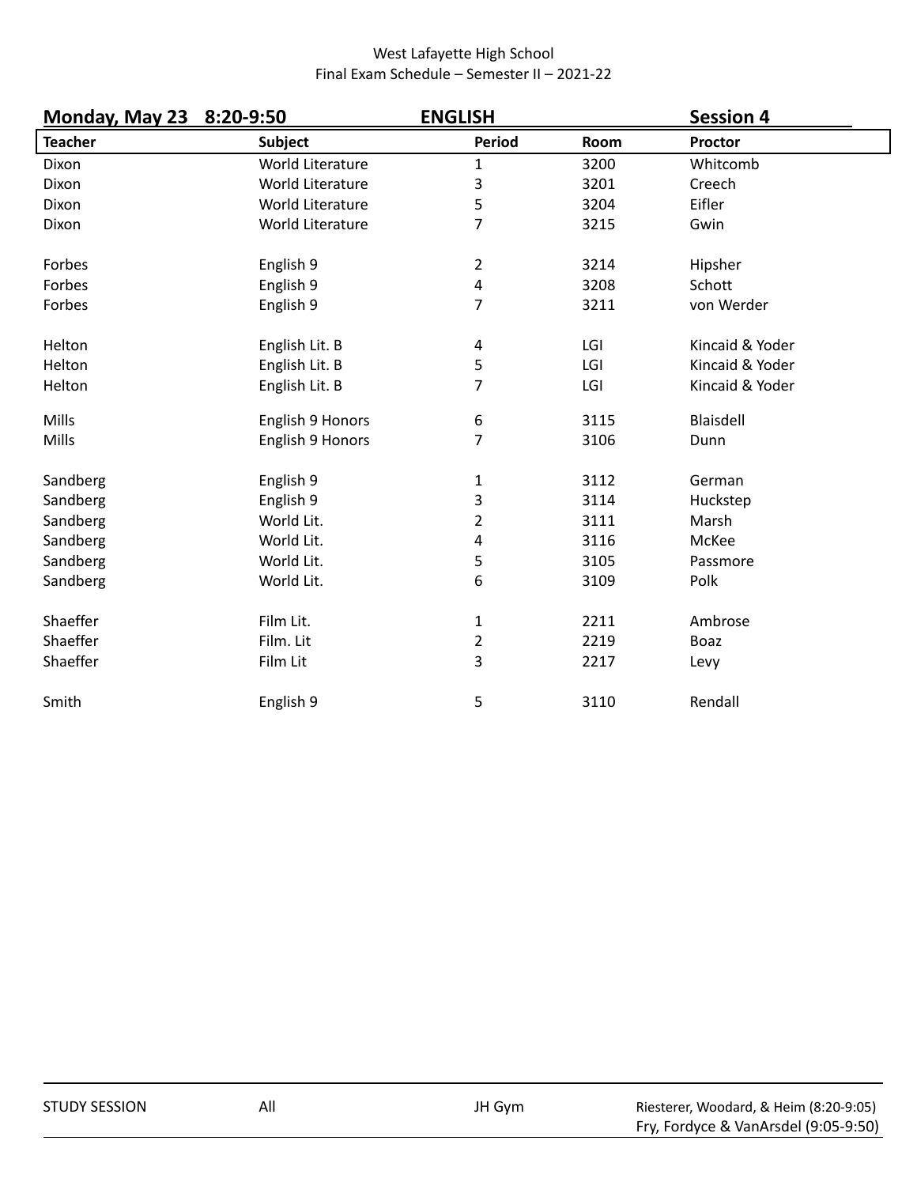West Lafayette High School
Final Exam Schedule – Semester II – 2021-22

**Monday, May 23 8:20-9:50 ENGLISH Session 4**

| Teacher | Subject | Period | Room | Proctor |
|---|---|---|---|---|
| Dixon | World Literature | 1 | 3200 | Whitcomb |
| Dixon | World Literature | 3 | 3201 | Creech |
| Dixon | World Literature | 5 | 3204 | Eifler |
| Dixon | World Literature | 7 | 3215 | Gwin |
| Forbes | English 9 | 2 | 3214 | Hipsher |
| Forbes | English 9 | 4 | 3208 | Schott |
| Forbes | English 9 | 7 | 3211 | von Werder |
| Helton | English Lit. B | 4 | LGI | Kincaid & Yoder |
| Helton | English Lit. B | 5 | LGI | Kincaid & Yoder |
| Helton | English Lit. B | 7 | LGI | Kincaid & Yoder |
| Mills | English 9 Honors | 6 | 3115 | Blaisdell |
| Mills | English 9 Honors | 7 | 3106 | Dunn |
| Sandberg | English 9 | 1 | 3112 | German |
| Sandberg | English 9 | 3 | 3114 | Huckstep |
| Sandberg | World Lit. | 2 | 3111 | Marsh |
| Sandberg | World Lit. | 4 | 3116 | McKee |
| Sandberg | World Lit. | 5 | 3105 | Passmore |
| Sandberg | World Lit. | 6 | 3109 | Polk |
| Shaeffer | Film Lit. | 1 | 2211 | Ambrose |
| Shaeffer | Film. Lit | 2 | 2219 | Boaz |
| Shaeffer | Film Lit | 3 | 2217 | Levy |
| Smith | English 9 | 5 | 3110 | Rendall |

| STUDY SESSION | All | JH Gym | Riesterer, Woodard, & Heim (8:20-9:05)<br>Fry, Fordyce & VanArsdel (9:05-9:50) |
|---|---|---|---|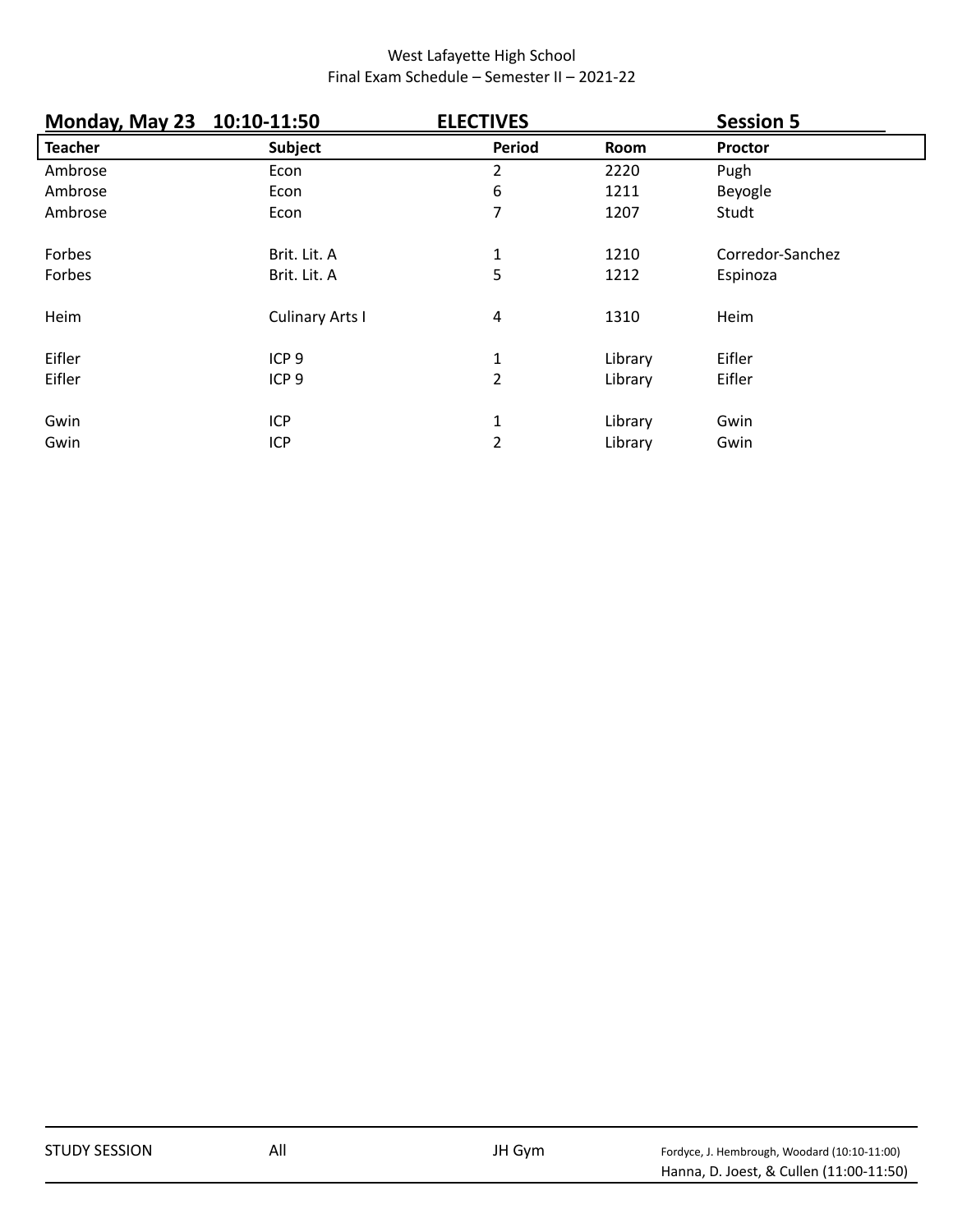West Lafayette High School
Final Exam Schedule – Semester II – 2021-22

**Monday, May 23 10:10-11:50** **ELECTIVES** **Session 5**

| Teacher | Subject | Period | Room | Proctor |
|---|---|---|---|---|
| Ambrose | Econ | 2 | 2220 | Pugh |
| Ambrose | Econ | 6 | 1211 | Beyogle |
| Ambrose | Econ | 7 | 1207 | Studt |
| Forbes | Brit. Lit. A | 1 | 1210 | Corredor-Sanchez |
| Forbes | Brit. Lit. A | 5 | 1212 | Espinoza |
| Heim | Culinary Arts I | 4 | 1310 | Heim |
| Eifler | ICP 9 | 1 | Library | Eifler |
| Eifler | ICP 9 | 2 | Library | Eifler |
| Gwin | ICP | 1 | Library | Gwin |
| Gwin | ICP | 2 | Library | Gwin |

| STUDY SESSION | All | JH Gym | Fordyce, J. Hembrough, Woodard (10:10-11:00)<br>Hanna, D. Joest, & Cullen (11:00-11:50) |
|---|---|---|---|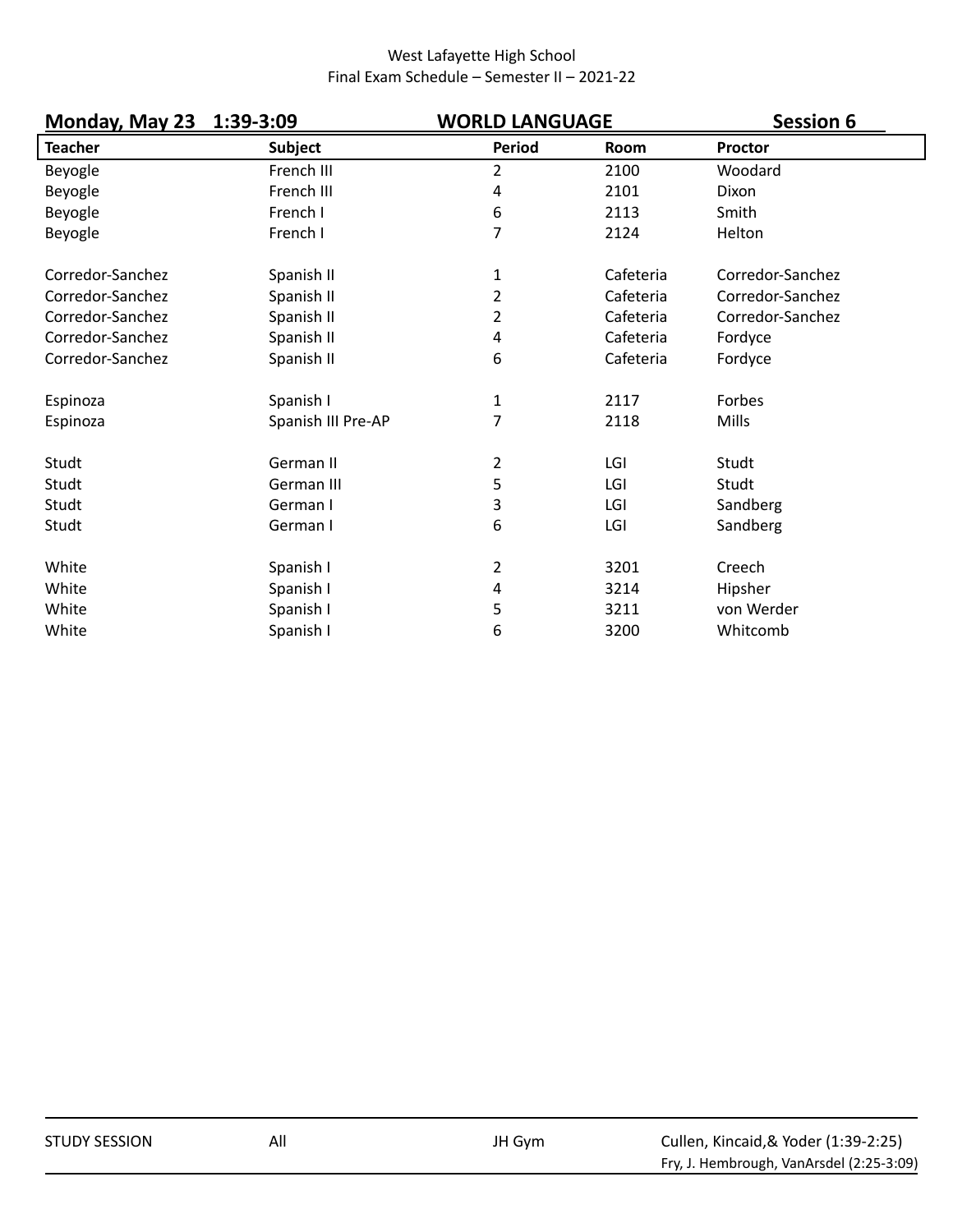West Lafayette High School
Final Exam Schedule – Semester II – 2021-22

**Monday, May 23 1:39-3:09** **WORLD LANGUAGE** **Session 6**

| Teacher | Subject | Period | Room | Proctor |
|---|---|---|---|---|
| Beyogle | French III | 2 | 2100 | Woodard |
| Beyogle | French III | 4 | 2101 | Dixon |
| Beyogle | French I | 6 | 2113 | Smith |
| Beyogle | French I | 7 | 2124 | Helton |
| | | | | |
| Corredor-Sanchez | Spanish II | 1 | Cafeteria | Corredor-Sanchez |
| Corredor-Sanchez | Spanish II | 2 | Cafeteria | Corredor-Sanchez |
| Corredor-Sanchez | Spanish II | 2 | Cafeteria | Corredor-Sanchez |
| Corredor-Sanchez | Spanish II | 4 | Cafeteria | Fordyce |
| Corredor-Sanchez | Spanish II | 6 | Cafeteria | Fordyce |
| | | | | |
| Espinoza | Spanish I | 1 | 2117 | Forbes |
| Espinoza | Spanish III Pre-AP | 7 | 2118 | Mills |
| | | | | |
| Studt | German II | 2 | LGI | Studt |
| Studt | German III | 5 | LGI | Studt |
| Studt | German I | 3 | LGI | Sandberg |
| Studt | German I | 6 | LGI | Sandberg |
| | | | | |
| White | Spanish I | 2 | 3201 | Creech |
| White | Spanish I | 4 | 3214 | Hipsher |
| White | Spanish I | 5 | 3211 | von Werder |
| White | Spanish I | 6 | 3200 | Whitcomb |

| | | | |
|---|---|---|---|
| STUDY SESSION | All | JH Gym | Cullen, Kincaid,& Yoder (1:39-2:25)<br>Fry, J. Hembrough, VanArsdel (2:25-3:09) |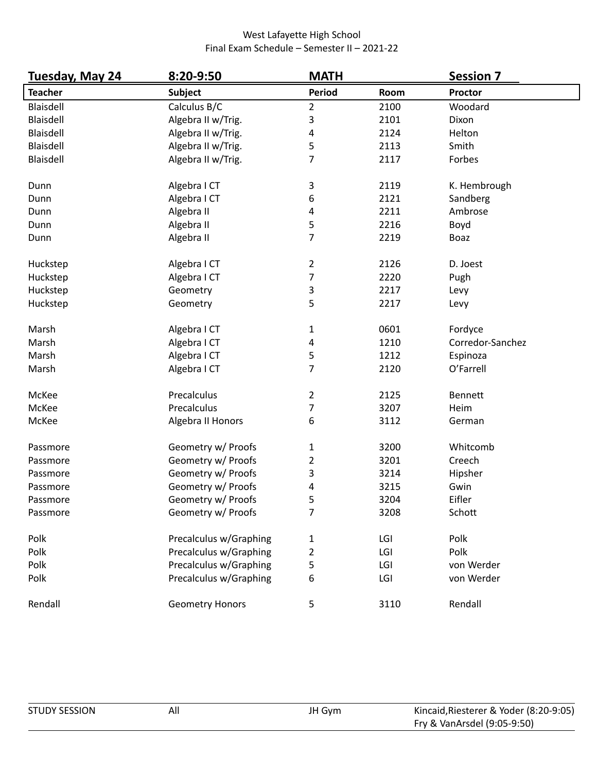West Lafayette High School
Final Exam Schedule – Semester II – 2021-22

| **Tuesday, May 24** | **8:20-9:50** | **MATH** | | **Session 7** |
|---|---|---|---|---|
| **Teacher** | **Subject** | **Period** | **Room** | **Proctor** |
| Blaisdell | Calculus B/C | 2 | 2100 | Woodard |
| Blaisdell | Algebra II w/Trig. | 3 | 2101 | Dixon |
| Blaisdell | Algebra II w/Trig. | 4 | 2124 | Helton |
| Blaisdell | Algebra II w/Trig. | 5 | 2113 | Smith |
| Blaisdell | Algebra II w/Trig. | 7 | 2117 | Forbes |
| | | | | |
| Dunn | Algebra I CT | 3 | 2119 | K. Hembrough |
| Dunn | Algebra I CT | 6 | 2121 | Sandberg |
| Dunn | Algebra II | 4 | 2211 | Ambrose |
| Dunn | Algebra II | 5 | 2216 | Boyd |
| Dunn | Algebra II | 7 | 2219 | Boaz |
| | | | | |
| Huckstep | Algebra I CT | 2 | 2126 | D. Joest |
| Huckstep | Algebra I CT | 7 | 2220 | Pugh |
| Huckstep | Geometry | 3 | 2217 | Levy |
| Huckstep | Geometry | 5 | 2217 | Levy |
| | | | | |
| Marsh | Algebra I CT | 1 | 0601 | Fordyce |
| Marsh | Algebra I CT | 4 | 1210 | Corredor-Sanchez |
| Marsh | Algebra I CT | 5 | 1212 | Espinoza |
| Marsh | Algebra I CT | 7 | 2120 | O'Farrell |
| | | | | |
| McKee | Precalculus | 2 | 2125 | Bennett |
| McKee | Precalculus | 7 | 3207 | Heim |
| McKee | Algebra II Honors | 6 | 3112 | German |
| | | | | |
| Passmore | Geometry w/ Proofs | 1 | 3200 | Whitcomb |
| Passmore | Geometry w/ Proofs | 2 | 3201 | Creech |
| Passmore | Geometry w/ Proofs | 3 | 3214 | Hipsher |
| Passmore | Geometry w/ Proofs | 4 | 3215 | Gwin |
| Passmore | Geometry w/ Proofs | 5 | 3204 | Eifler |
| Passmore | Geometry w/ Proofs | 7 | 3208 | Schott |
| | | | | |
| Polk | Precalculus w/Graphing | 1 | LGI | Polk |
| Polk | Precalculus w/Graphing | 2 | LGI | Polk |
| Polk | Precalculus w/Graphing | 5 | LGI | von Werder |
| Polk | Precalculus w/Graphing | 6 | LGI | von Werder |
| | | | | |
| Rendall | Geometry Honors | 5 | 3110 | Rendall |

| STUDY SESSION | All | JH Gym | Kincaid,Riesterer & Yoder (8:20-9:05)<br>Fry & VanArsdel (9:05-9:50) |
|---|---|---|---|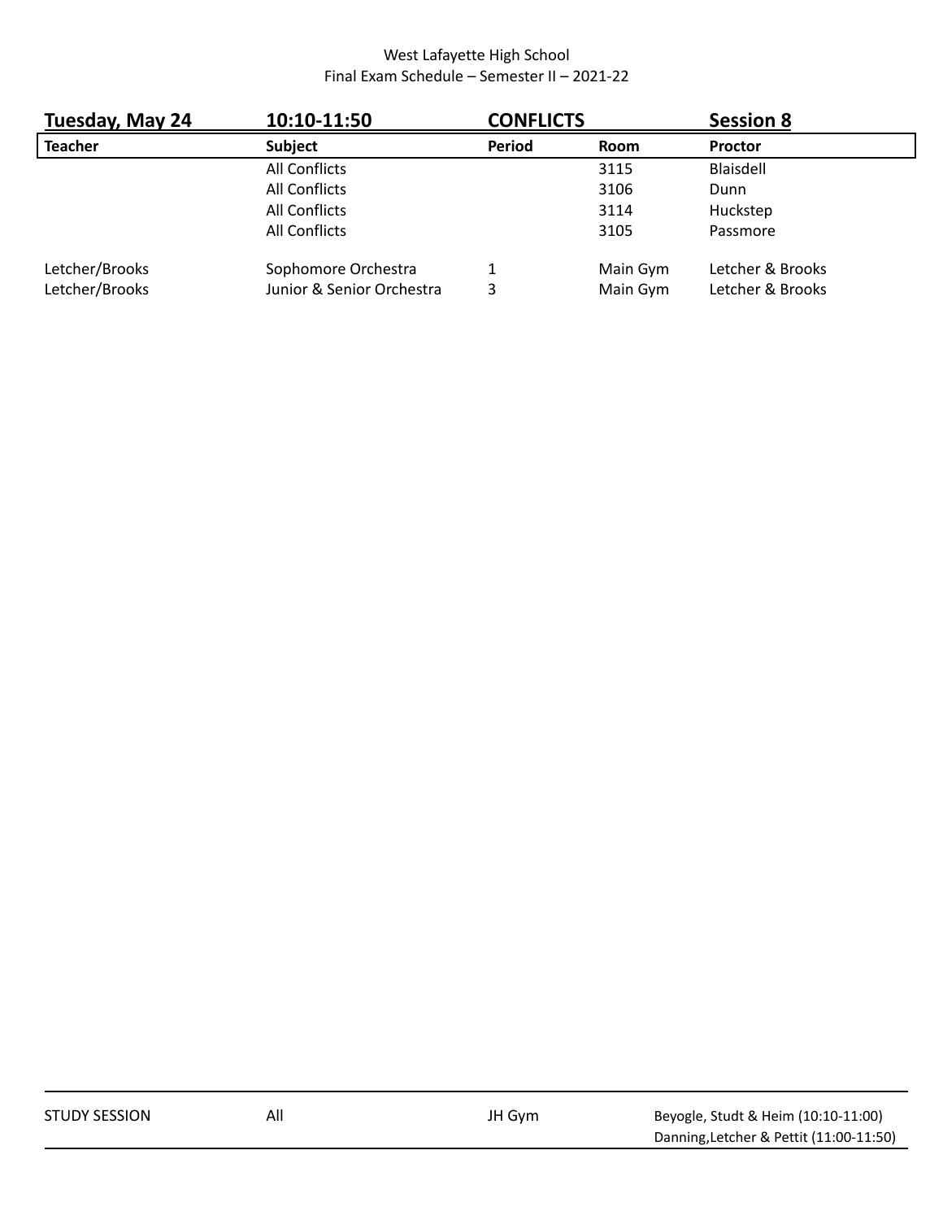West Lafayette High School
Final Exam Schedule – Semester II – 2021-22

| Tuesday, May 24 | 10:10-11:50 | CONFLICTS | | Session 8 |
|---|---|---|---|---|
| **Teacher** | **Subject** | **Period** | **Room** | **Proctor** |
| | All Conflicts | | 3115 | Blaisdell |
| | All Conflicts | | 3106 | Dunn |
| | All Conflicts | | 3114 | Huckstep |
| | All Conflicts | | 3105 | Passmore |
| Letcher/Brooks | Sophomore Orchestra | 1 | Main Gym | Letcher & Brooks |
| Letcher/Brooks | Junior & Senior Orchestra | 3 | Main Gym | Letcher & Brooks |

| | | | |
|---|---|---|---|
| STUDY SESSION | All | JH Gym | Beyogle, Studt & Heim (10:10-11:00)<br>Danning,Letcher & Pettit (11:00-11:50) |